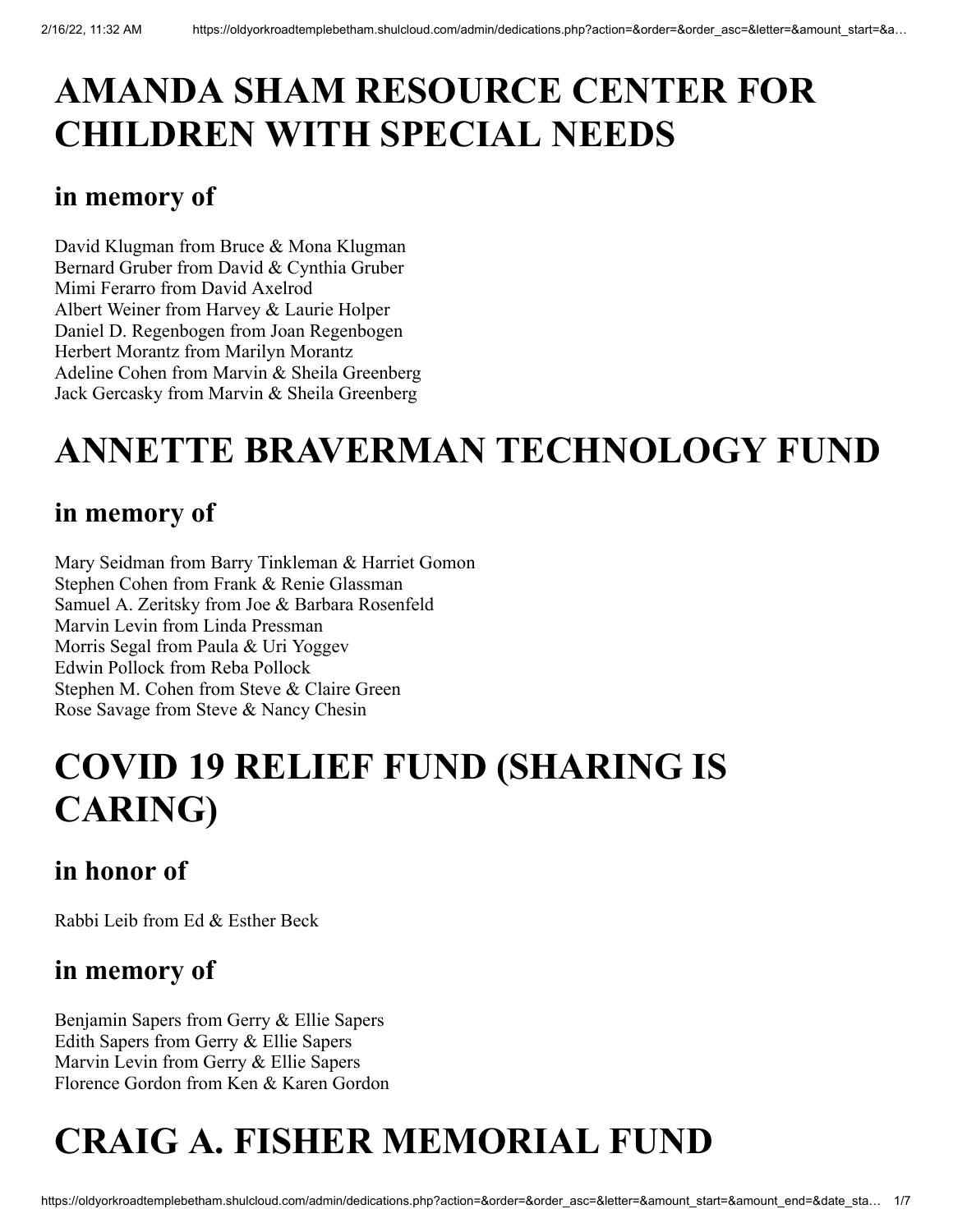# AMANDA SHAM RESOURCE CENTER FOR CHILDREN WITH SPECIAL NEEDS

## in memory of

David Klugman from Bruce & Mona Klugman
Bernard Gruber from David & Cynthia Gruber
Mimi Ferarro from David Axelrod
Albert Weiner from Harvey & Laurie Holper
Daniel D. Regenbogen from Joan Regenbogen
Herbert Morantz from Marilyn Morantz
Adeline Cohen from Marvin & Sheila Greenberg
Jack Gercasky from Marvin & Sheila Greenberg

# ANNETTE BRAVERMAN TECHNOLOGY FUND

## in memory of

Mary Seidman from Barry Tinkleman & Harriet Gomon
Stephen Cohen from Frank & Renie Glassman
Samuel A. Zeritsky from Joe & Barbara Rosenfeld
Marvin Levin from Linda Pressman
Morris Segal from Paula & Uri Yoggev
Edwin Pollock from Reba Pollock
Stephen M. Cohen from Steve & Claire Green
Rose Savage from Steve & Nancy Chesin

# COVID 19 RELIEF FUND (SHARING IS CARING)

## in honor of

Rabbi Leib from Ed & Esther Beck

## in memory of

Benjamin Sapers from Gerry & Ellie Sapers
Edith Sapers from Gerry & Ellie Sapers
Marvin Levin from Gerry & Ellie Sapers
Florence Gordon from Ken & Karen Gordon

# CRAIG A. FISHER MEMORIAL FUND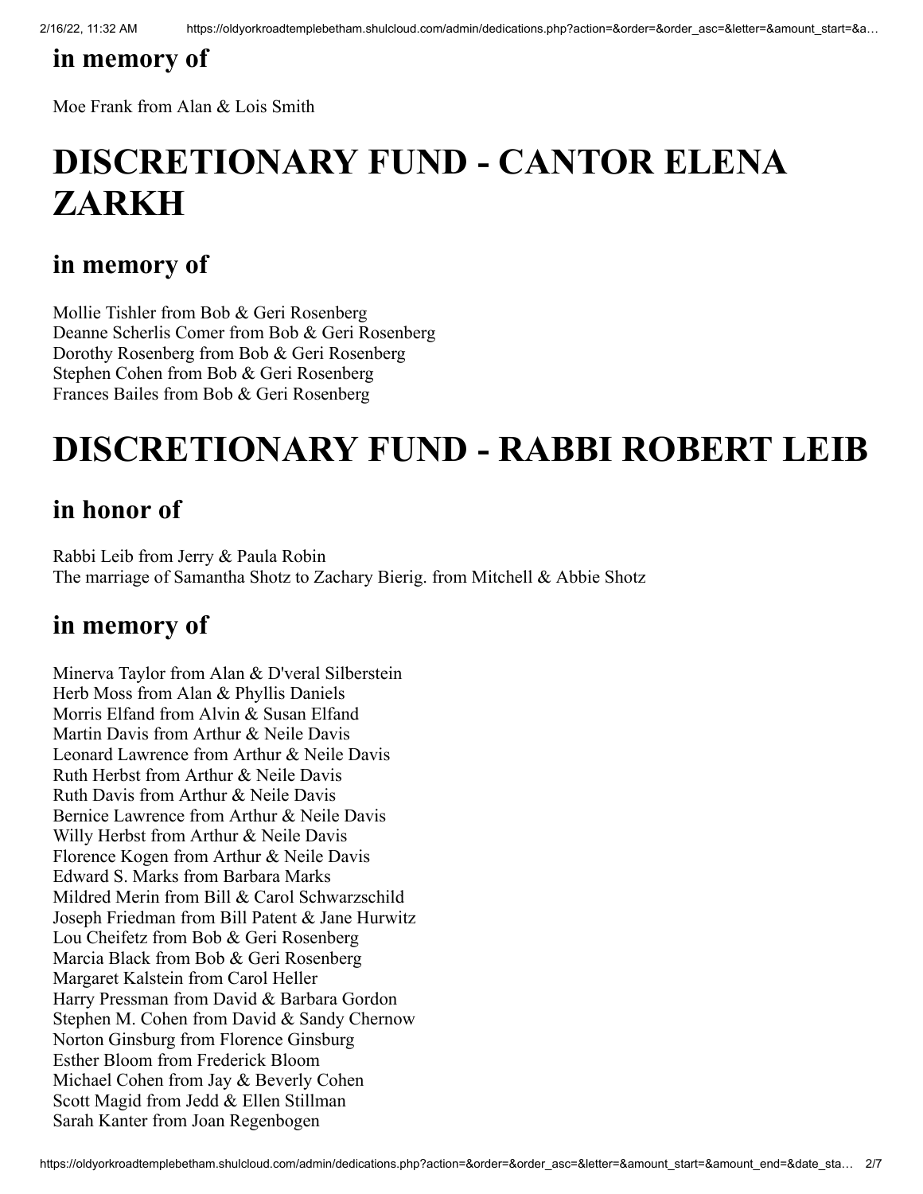## in memory of

Moe Frank from Alan & Lois Smith

# DISCRETIONARY FUND - CANTOR ELENA ZARKH

## in memory of

Mollie Tishler from Bob & Geri Rosenberg
Deanne Scherlis Comer from Bob & Geri Rosenberg
Dorothy Rosenberg from Bob & Geri Rosenberg
Stephen Cohen from Bob & Geri Rosenberg
Frances Bailes from Bob & Geri Rosenberg

# DISCRETIONARY FUND - RABBI ROBERT LEIB

## in honor of

Rabbi Leib from Jerry & Paula Robin
The marriage of Samantha Shotz to Zachary Bierig. from Mitchell & Abbie Shotz

## in memory of

Minerva Taylor from Alan & D'veral Silberstein
Herb Moss from Alan & Phyllis Daniels
Morris Elfand from Alvin & Susan Elfand
Martin Davis from Arthur & Neile Davis
Leonard Lawrence from Arthur & Neile Davis
Ruth Herbst from Arthur & Neile Davis
Ruth Davis from Arthur & Neile Davis
Bernice Lawrence from Arthur & Neile Davis
Willy Herbst from Arthur & Neile Davis
Florence Kogen from Arthur & Neile Davis
Edward S. Marks from Barbara Marks
Mildred Merin from Bill & Carol Schwarzschild
Joseph Friedman from Bill Patent & Jane Hurwitz
Lou Cheifetz from Bob & Geri Rosenberg
Marcia Black from Bob & Geri Rosenberg
Margaret Kalstein from Carol Heller
Harry Pressman from David & Barbara Gordon
Stephen M. Cohen from David & Sandy Chernow
Norton Ginsburg from Florence Ginsburg
Esther Bloom from Frederick Bloom
Michael Cohen from Jay & Beverly Cohen
Scott Magid from Jedd & Ellen Stillman
Sarah Kanter from Joan Regenbogen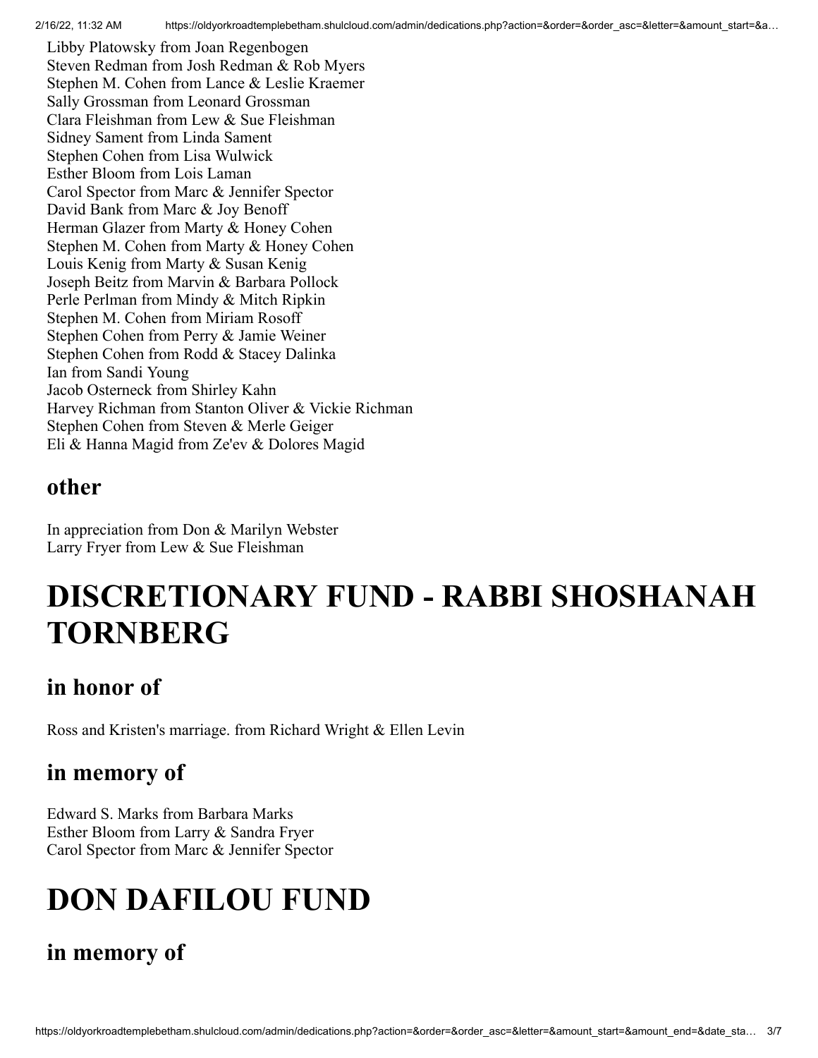Libby Platowsky from Joan Regenbogen
Steven Redman from Josh Redman & Rob Myers
Stephen M. Cohen from Lance & Leslie Kraemer
Sally Grossman from Leonard Grossman
Clara Fleishman from Lew & Sue Fleishman
Sidney Sament from Linda Sament
Stephen Cohen from Lisa Wulwick
Esther Bloom from Lois Laman
Carol Spector from Marc & Jennifer Spector
David Bank from Marc & Joy Benoff
Herman Glazer from Marty & Honey Cohen
Stephen M. Cohen from Marty & Honey Cohen
Louis Kenig from Marty & Susan Kenig
Joseph Beitz from Marvin & Barbara Pollock
Perle Perlman from Mindy & Mitch Ripkin
Stephen M. Cohen from Miriam Rosoff
Stephen Cohen from Perry & Jamie Weiner
Stephen Cohen from Rodd & Stacey Dalinka
Ian from Sandi Young
Jacob Osterneck from Shirley Kahn
Harvey Richman from Stanton Oliver & Vickie Richman
Stephen Cohen from Steven & Merle Geiger
Eli & Hanna Magid from Ze'ev & Dolores Magid

## other

In appreciation from Don & Marilyn Webster
Larry Fryer from Lew & Sue Fleishman

# DISCRETIONARY FUND - RABBI SHOSHANAH TORNBERG

## in honor of

Ross and Kristen's marriage. from Richard Wright & Ellen Levin

## in memory of

Edward S. Marks from Barbara Marks
Esther Bloom from Larry & Sandra Fryer
Carol Spector from Marc & Jennifer Spector

# DON DAFILOU FUND

## in memory of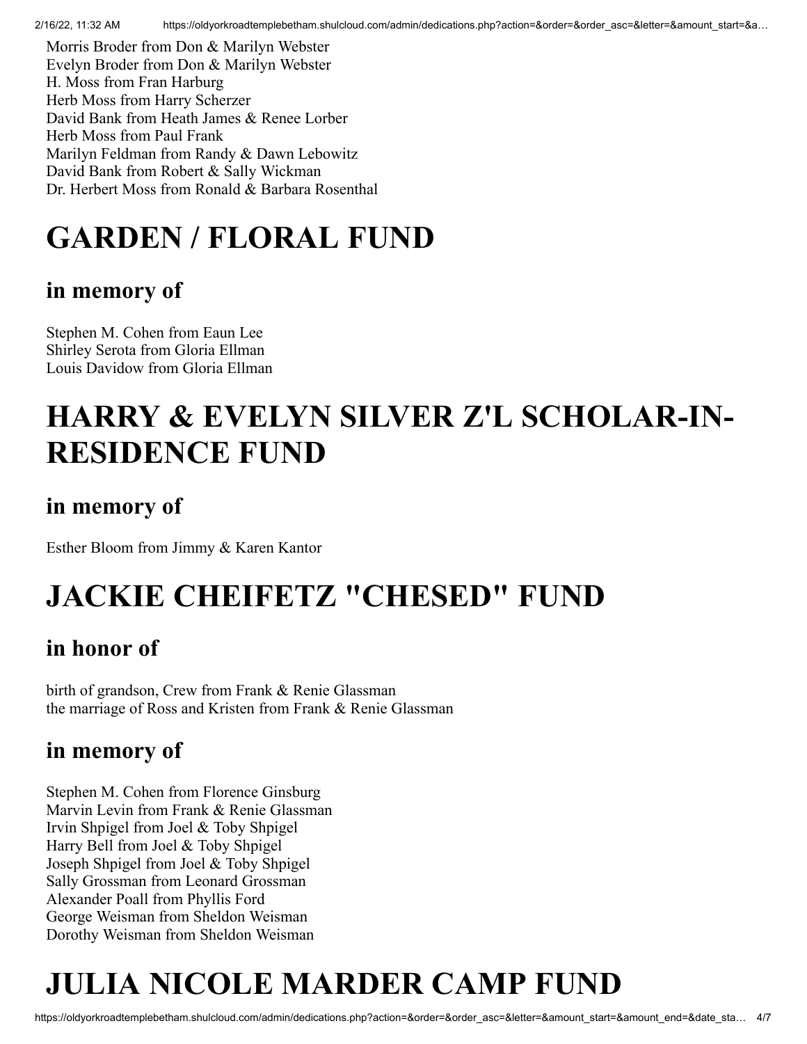Morris Broder from Don & Marilyn Webster
Evelyn Broder from Don & Marilyn Webster
H. Moss from Fran Harburg
Herb Moss from Harry Scherzer
David Bank from Heath James & Renee Lorber
Herb Moss from Paul Frank
Marilyn Feldman from Randy & Dawn Lebowitz
David Bank from Robert & Sally Wickman
Dr. Herbert Moss from Ronald & Barbara Rosenthal

# GARDEN / FLORAL FUND

## in memory of

Stephen M. Cohen from Eaun Lee
Shirley Serota from Gloria Ellman
Louis Davidow from Gloria Ellman

# HARRY & EVELYN SILVER Z'L SCHOLAR-IN-RESIDENCE FUND

## in memory of

Esther Bloom from Jimmy & Karen Kantor

# JACKIE CHEIFETZ "CHESED" FUND

## in honor of

birth of grandson, Crew from Frank & Renie Glassman
the marriage of Ross and Kristen from Frank & Renie Glassman

## in memory of

Stephen M. Cohen from Florence Ginsburg
Marvin Levin from Frank & Renie Glassman
Irvin Shpigel from Joel & Toby Shpigel
Harry Bell from Joel & Toby Shpigel
Joseph Shpigel from Joel & Toby Shpigel
Sally Grossman from Leonard Grossman
Alexander Poall from Phyllis Ford
George Weisman from Sheldon Weisman
Dorothy Weisman from Sheldon Weisman

# JULIA NICOLE MARDER CAMP FUND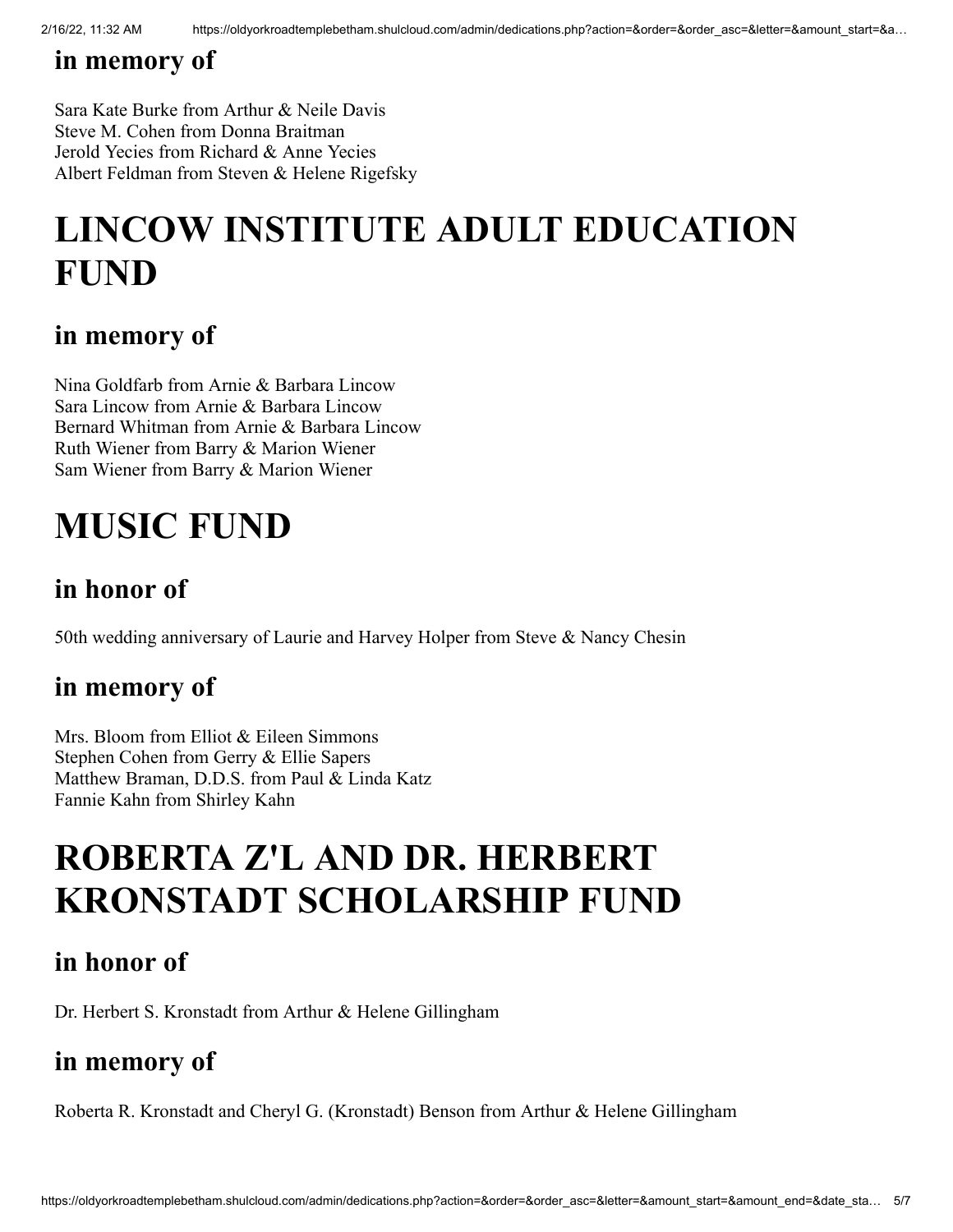## in memory of

Sara Kate Burke from Arthur & Neile Davis
Steve M. Cohen from Donna Braitman
Jerold Yecies from Richard & Anne Yecies
Albert Feldman from Steven & Helene Rigefsky

# LINCOW INSTITUTE ADULT EDUCATION FUND

## in memory of

Nina Goldfarb from Arnie & Barbara Lincow
Sara Lincow from Arnie & Barbara Lincow
Bernard Whitman from Arnie & Barbara Lincow
Ruth Wiener from Barry & Marion Wiener
Sam Wiener from Barry & Marion Wiener

# MUSIC FUND

## in honor of

50th wedding anniversary of Laurie and Harvey Holper from Steve & Nancy Chesin

## in memory of

Mrs. Bloom from Elliot & Eileen Simmons
Stephen Cohen from Gerry & Ellie Sapers
Matthew Braman, D.D.S. from Paul & Linda Katz
Fannie Kahn from Shirley Kahn

# ROBERTA Z'L AND DR. HERBERT KRONSTADT SCHOLARSHIP FUND

## in honor of

Dr. Herbert S. Kronstadt from Arthur & Helene Gillingham

## in memory of

Roberta R. Kronstadt and Cheryl G. (Kronstadt) Benson from Arthur & Helene Gillingham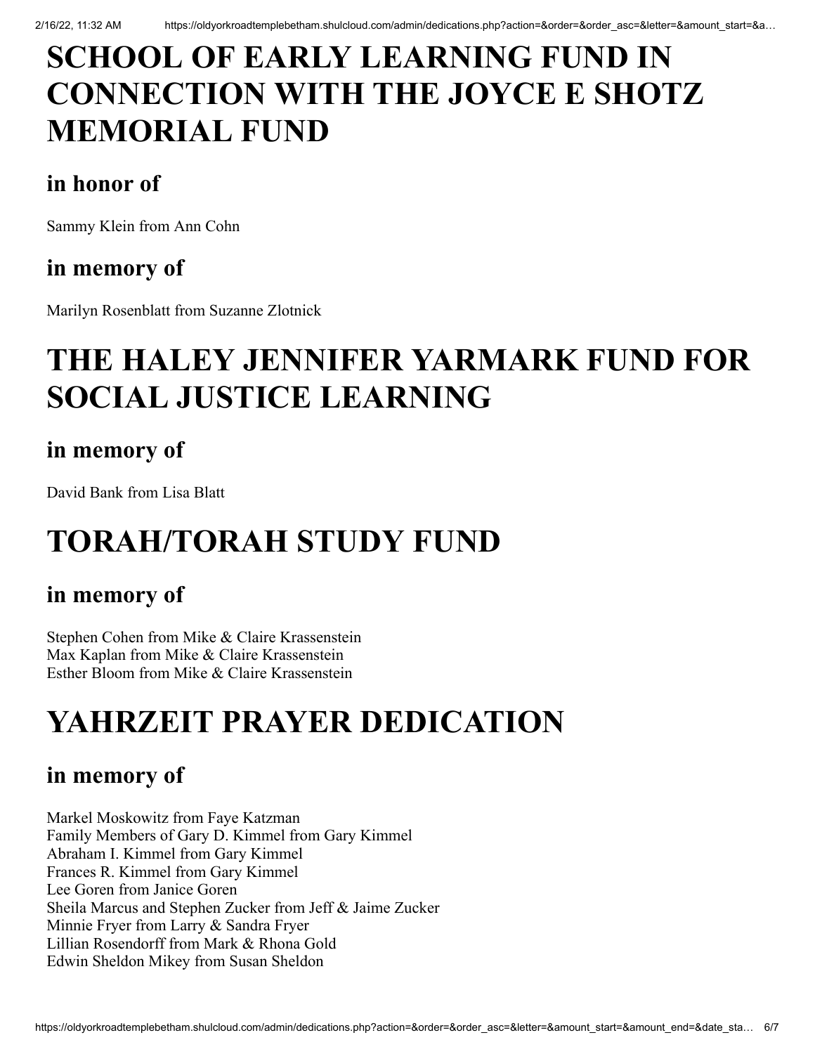# SCHOOL OF EARLY LEARNING FUND IN CONNECTION WITH THE JOYCE E SHOTZ MEMORIAL FUND

## in honor of

Sammy Klein from Ann Cohn

## in memory of

Marilyn Rosenblatt from Suzanne Zlotnick

# THE HALEY JENNIFER YARMARK FUND FOR SOCIAL JUSTICE LEARNING

## in memory of

David Bank from Lisa Blatt

# TORAH/TORAH STUDY FUND

## in memory of

Stephen Cohen from Mike & Claire Krassenstein
Max Kaplan from Mike & Claire Krassenstein
Esther Bloom from Mike & Claire Krassenstein

# YAHRZEIT PRAYER DEDICATION

## in memory of

Markel Moskowitz from Faye Katzman
Family Members of Gary D. Kimmel from Gary Kimmel
Abraham I. Kimmel from Gary Kimmel
Frances R. Kimmel from Gary Kimmel
Lee Goren from Janice Goren
Sheila Marcus and Stephen Zucker from Jeff & Jaime Zucker
Minnie Fryer from Larry & Sandra Fryer
Lillian Rosendorff from Mark & Rhona Gold
Edwin Sheldon Mikey from Susan Sheldon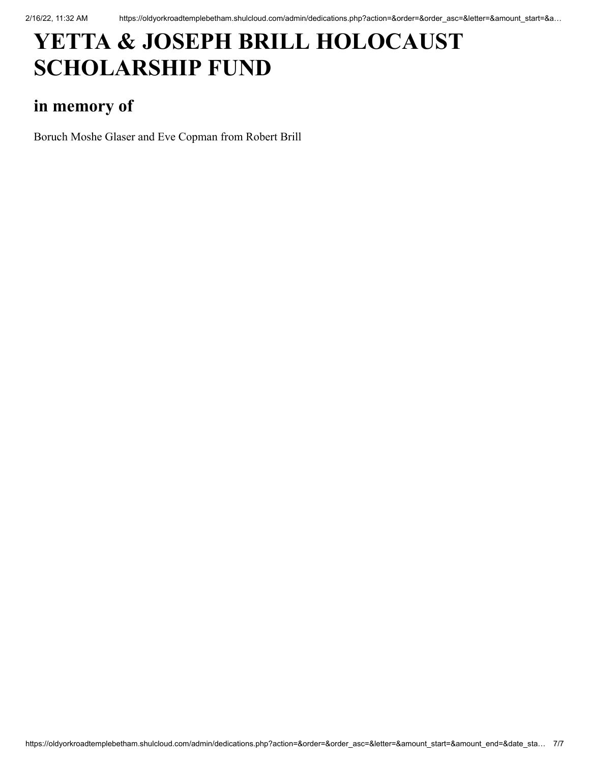# YETTA & JOSEPH BRILL HOLOCAUST SCHOLARSHIP FUND

## in memory of

Boruch Moshe Glaser and Eve Copman from Robert Brill